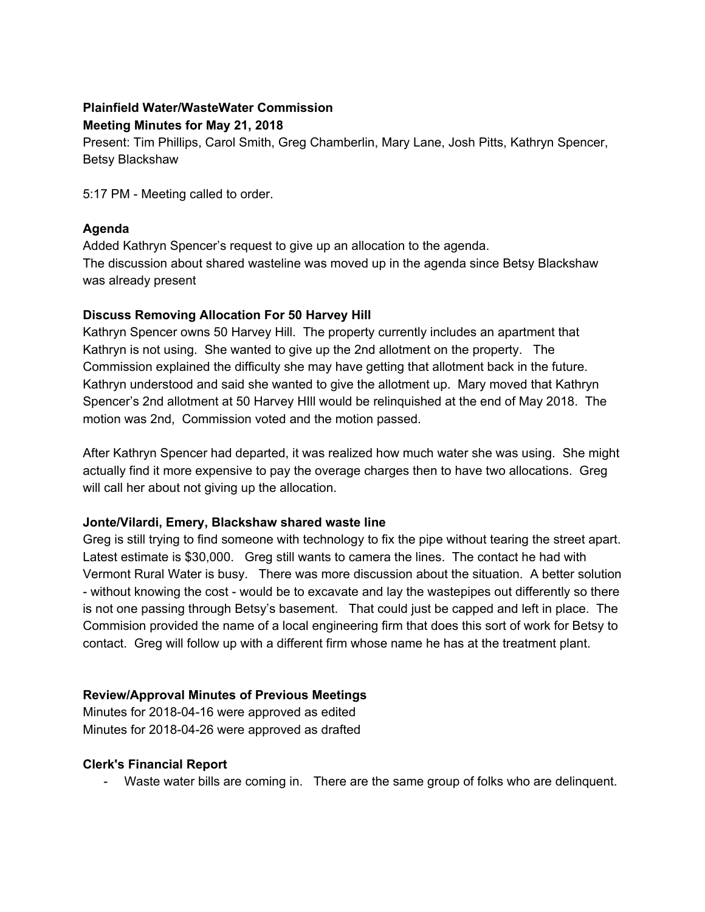**Plainfield Water/WasteWater Commission**
**Meeting Minutes for May 21, 2018**

Present: Tim Phillips, Carol Smith, Greg Chamberlin, Mary Lane, Josh Pitts, Kathryn Spencer, Betsy Blackshaw

5:17 PM - Meeting called to order.

**Agenda**

Added Kathryn Spencer's request to give up an allocation to the agenda.
The discussion about shared wasteline was moved up in the agenda since Betsy Blackshaw was already present

**Discuss Removing Allocation For 50 Harvey Hill**

Kathryn Spencer owns 50 Harvey Hill. The property currently includes an apartment that Kathryn is not using. She wanted to give up the 2nd allotment on the property. The Commission explained the difficulty she may have getting that allotment back in the future. Kathryn understood and said she wanted to give the allotment up. Mary moved that Kathryn Spencer's 2nd allotment at 50 Harvey HIll would be relinquished at the end of May 2018. The motion was 2nd, Commission voted and the motion passed.

After Kathryn Spencer had departed, it was realized how much water she was using. She might actually find it more expensive to pay the overage charges then to have two allocations. Greg will call her about not giving up the allocation.

**Jonte/Vilardi, Emery, Blackshaw shared waste line**

Greg is still trying to find someone with technology to fix the pipe without tearing the street apart. Latest estimate is $30,000. Greg still wants to camera the lines. The contact he had with Vermont Rural Water is busy. There was more discussion about the situation. A better solution - without knowing the cost - would be to excavate and lay the wastepipes out differently so there is not one passing through Betsy's basement. That could just be capped and left in place. The Commision provided the name of a local engineering firm that does this sort of work for Betsy to contact. Greg will follow up with a different firm whose name he has at the treatment plant.

**Review/Approval Minutes of Previous Meetings**

Minutes for 2018-04-16 were approved as edited
Minutes for 2018-04-26 were approved as drafted

**Clerk's Financial Report**

- Waste water bills are coming in. There are the same group of folks who are delinquent.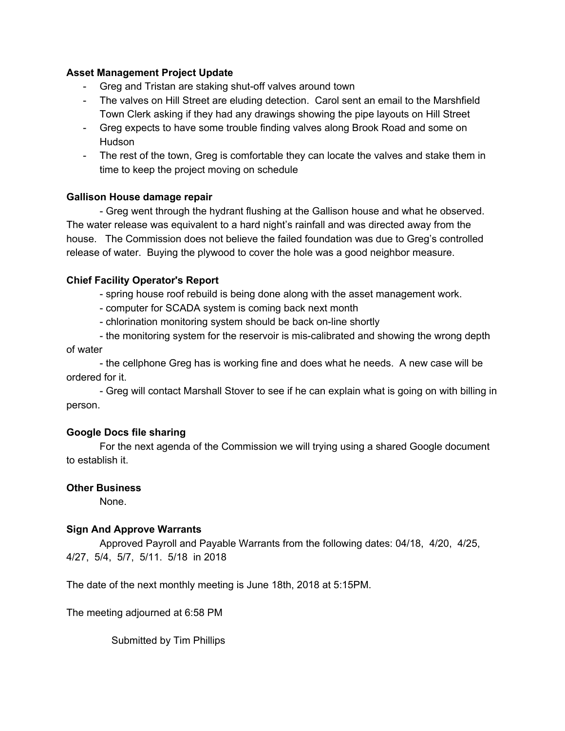**Asset Management Project Update**

- Greg and Tristan are staking shut-off valves around town
- The valves on Hill Street are eluding detection. Carol sent an email to the Marshfield Town Clerk asking if they had any drawings showing the pipe layouts on Hill Street
- Greg expects to have some trouble finding valves along Brook Road and some on Hudson
- The rest of the town, Greg is comfortable they can locate the valves and stake them in time to keep the project moving on schedule

**Gallison House damage repair**

- Greg went through the hydrant flushing at the Gallison house and what he observed. The water release was equivalent to a hard night's rainfall and was directed away from the house. The Commission does not believe the failed foundation was due to Greg's controlled release of water. Buying the plywood to cover the hole was a good neighbor measure.

**Chief Facility Operator's Report**

- spring house roof rebuild is being done along with the asset management work.
- computer for SCADA system is coming back next month
- chlorination monitoring system should be back on-line shortly
- the monitoring system for the reservoir is mis-calibrated and showing the wrong depth of water
- the cellphone Greg has is working fine and does what he needs. A new case will be ordered for it.
- Greg will contact Marshall Stover to see if he can explain what is going on with billing in person.

**Google Docs file sharing**

For the next agenda of the Commission we will trying using a shared Google document to establish it.

**Other Business**

None.

**Sign And Approve Warrants**

Approved Payroll and Payable Warrants from the following dates: 04/18, 4/20, 4/25, 4/27, 5/4, 5/7, 5/11. 5/18 in 2018

The date of the next monthly meeting is June 18th, 2018 at 5:15PM.

The meeting adjourned at 6:58 PM

Submitted by Tim Phillips